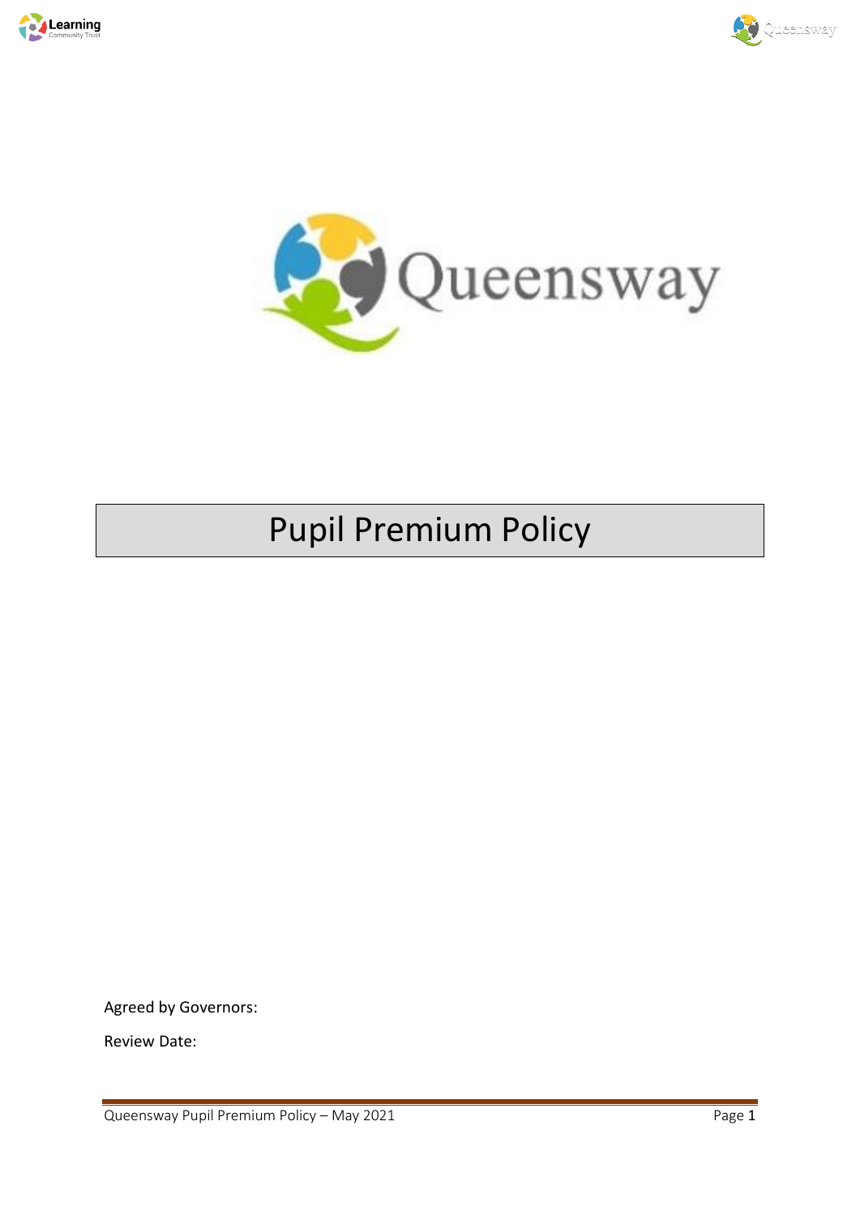# Pupil Premium Policy

Agreed by Governors:

Review Date: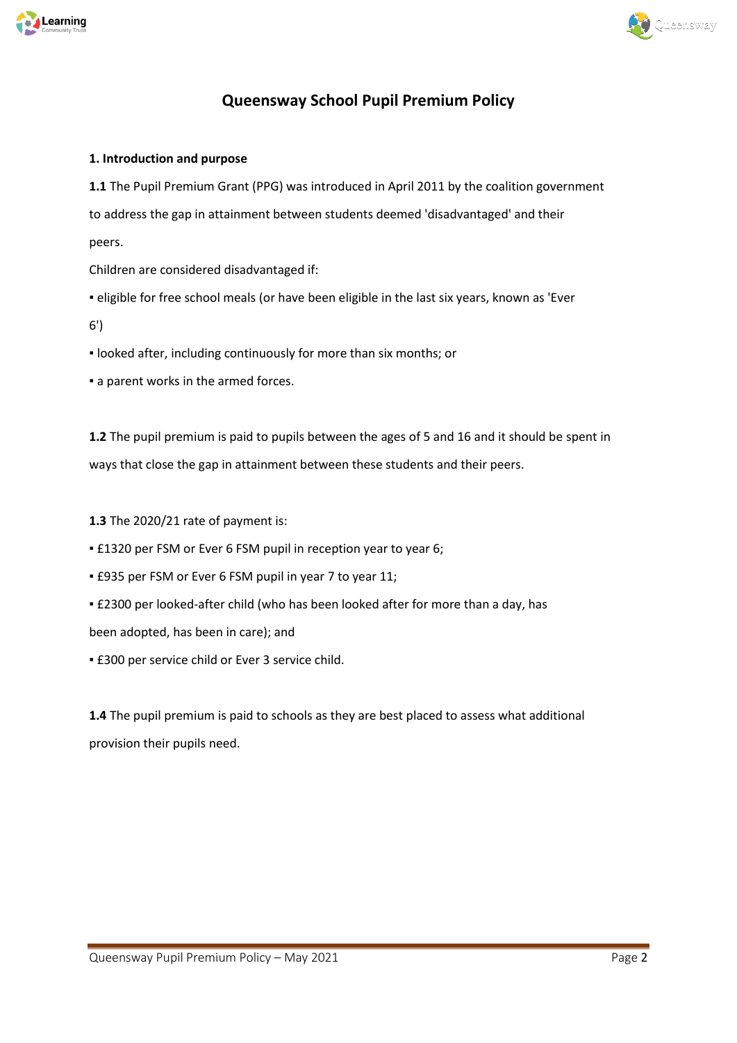# Queensway School Pupil Premium Policy

**1. Introduction and purpose**

**1.1** The Pupil Premium Grant (PPG) was introduced in April 2011 by the coalition government to address the gap in attainment between students deemed 'disadvantaged' and their peers.

Children are considered disadvantaged if:

- eligible for free school meals (or have been eligible in the last six years, known as 'Ever 6')
- looked after, including continuously for more than six months; or
- a parent works in the armed forces.

**1.2** The pupil premium is paid to pupils between the ages of 5 and 16 and it should be spent in ways that close the gap in attainment between these students and their peers.

**1.3** The 2020/21 rate of payment is:

- £1320 per FSM or Ever 6 FSM pupil in reception year to year 6;
- £935 per FSM or Ever 6 FSM pupil in year 7 to year 11;
- £2300 per looked-after child (who has been looked after for more than a day, has been adopted, has been in care); and
- £300 per service child or Ever 3 service child.

**1.4** The pupil premium is paid to schools as they are best placed to assess what additional provision their pupils need.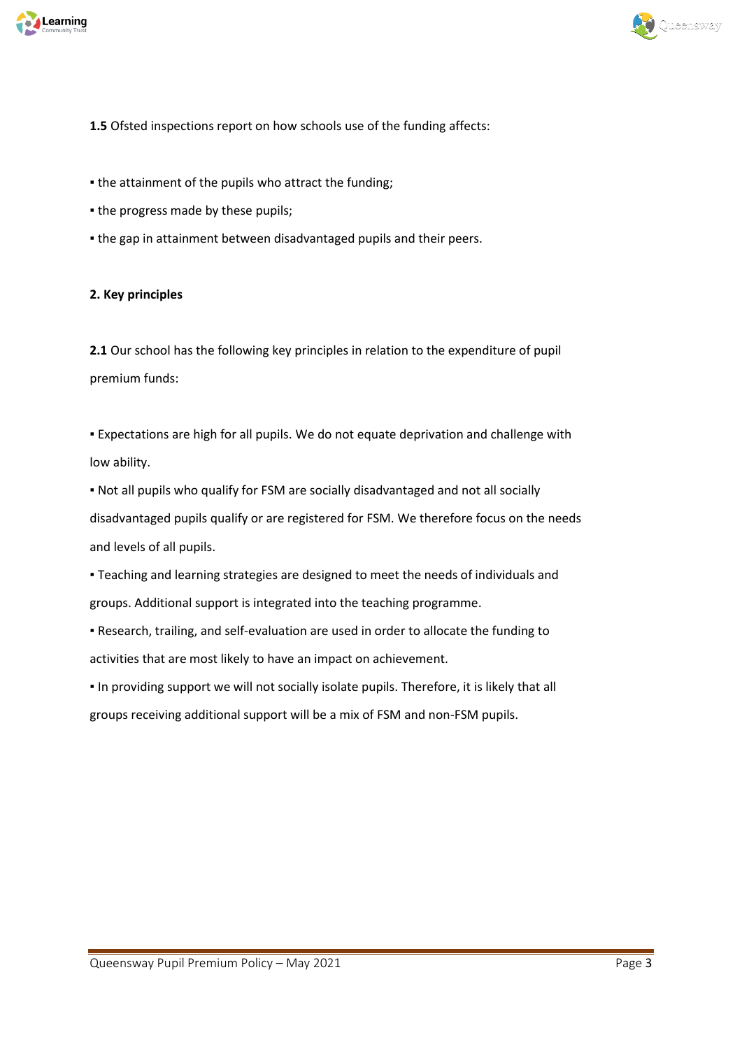**1.5** Ofsted inspections report on how schools use of the funding affects:

- the attainment of the pupils who attract the funding;
- the progress made by these pupils;
- the gap in attainment between disadvantaged pupils and their peers.

## 2. Key principles

**2.1** Our school has the following key principles in relation to the expenditure of pupil premium funds:

- Expectations are high for all pupils. We do not equate deprivation and challenge with low ability.
- Not all pupils who qualify for FSM are socially disadvantaged and not all socially disadvantaged pupils qualify or are registered for FSM. We therefore focus on the needs and levels of all pupils.
- Teaching and learning strategies are designed to meet the needs of individuals and groups. Additional support is integrated into the teaching programme.
- Research, trailing, and self-evaluation are used in order to allocate the funding to activities that are most likely to have an impact on achievement.
- In providing support we will not socially isolate pupils. Therefore, it is likely that all groups receiving additional support will be a mix of FSM and non-FSM pupils.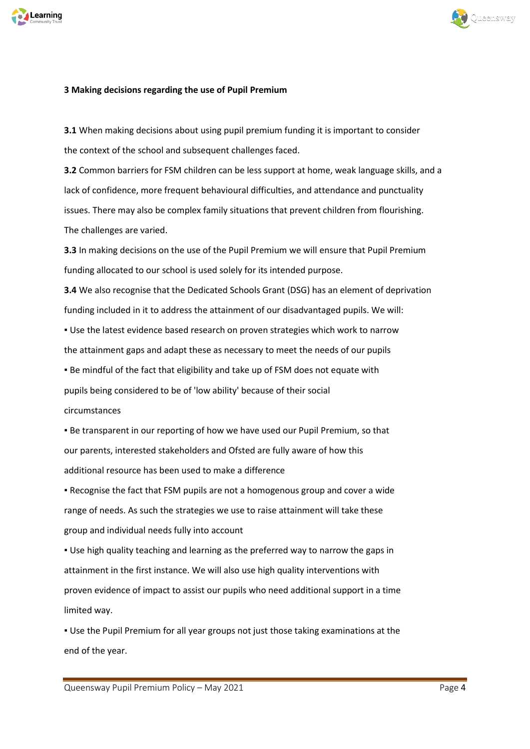## 3 Making decisions regarding the use of Pupil Premium

**3.1** When making decisions about using pupil premium funding it is important to consider the context of the school and subsequent challenges faced.

**3.2** Common barriers for FSM children can be less support at home, weak language skills, and a lack of confidence, more frequent behavioural difficulties, and attendance and punctuality issues. There may also be complex family situations that prevent children from flourishing. The challenges are varied.

**3.3** In making decisions on the use of the Pupil Premium we will ensure that Pupil Premium funding allocated to our school is used solely for its intended purpose.

**3.4** We also recognise that the Dedicated Schools Grant (DSG) has an element of deprivation funding included in it to address the attainment of our disadvantaged pupils. We will:

- Use the latest evidence based research on proven strategies which work to narrow the attainment gaps and adapt these as necessary to meet the needs of our pupils
- Be mindful of the fact that eligibility and take up of FSM does not equate with pupils being considered to be of 'low ability' because of their social circumstances
- Be transparent in our reporting of how we have used our Pupil Premium, so that our parents, interested stakeholders and Ofsted are fully aware of how this additional resource has been used to make a difference
- Recognise the fact that FSM pupils are not a homogenous group and cover a wide range of needs. As such the strategies we use to raise attainment will take these group and individual needs fully into account
- Use high quality teaching and learning as the preferred way to narrow the gaps in attainment in the first instance. We will also use high quality interventions with proven evidence of impact to assist our pupils who need additional support in a time limited way.
- Use the Pupil Premium for all year groups not just those taking examinations at the end of the year.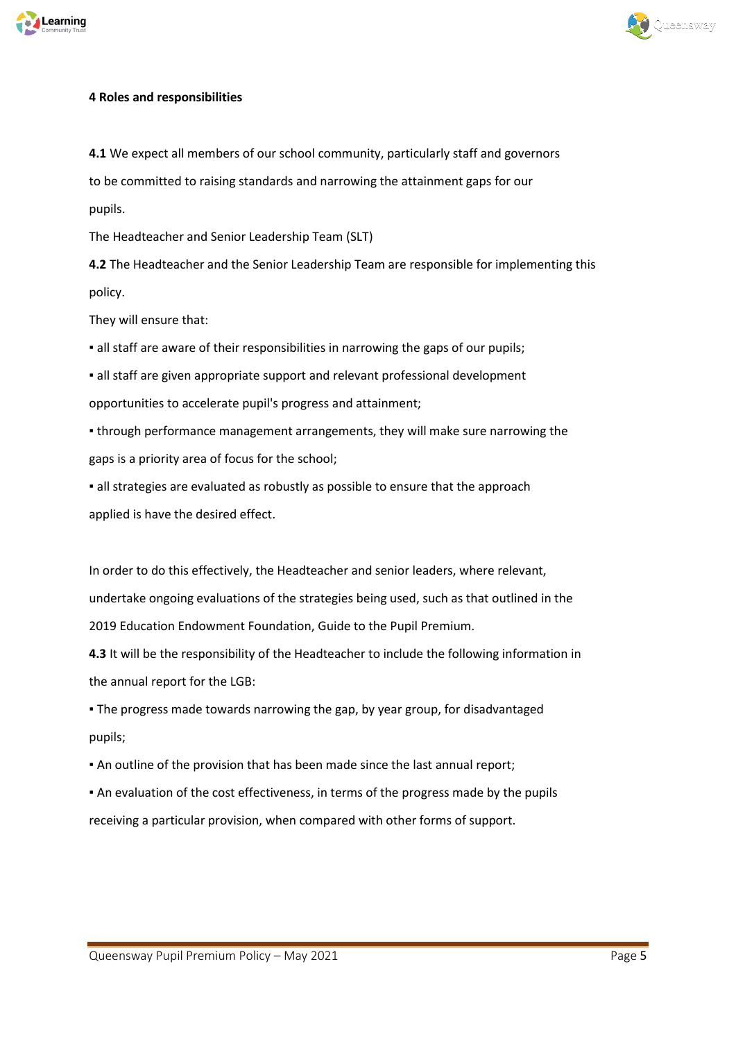## 4 Roles and responsibilities

**4.1** We expect all members of our school community, particularly staff and governors to be committed to raising standards and narrowing the attainment gaps for our pupils.

The Headteacher and Senior Leadership Team (SLT)

**4.2** The Headteacher and the Senior Leadership Team are responsible for implementing this policy.

They will ensure that:

- all staff are aware of their responsibilities in narrowing the gaps of our pupils;
- all staff are given appropriate support and relevant professional development opportunities to accelerate pupil's progress and attainment;
- through performance management arrangements, they will make sure narrowing the gaps is a priority area of focus for the school;
- all strategies are evaluated as robustly as possible to ensure that the approach applied is have the desired effect.

In order to do this effectively, the Headteacher and senior leaders, where relevant, undertake ongoing evaluations of the strategies being used, such as that outlined in the 2019 Education Endowment Foundation, Guide to the Pupil Premium.

**4.3** It will be the responsibility of the Headteacher to include the following information in the annual report for the LGB:

- The progress made towards narrowing the gap, by year group, for disadvantaged pupils;
- An outline of the provision that has been made since the last annual report;
- An evaluation of the cost effectiveness, in terms of the progress made by the pupils receiving a particular provision, when compared with other forms of support.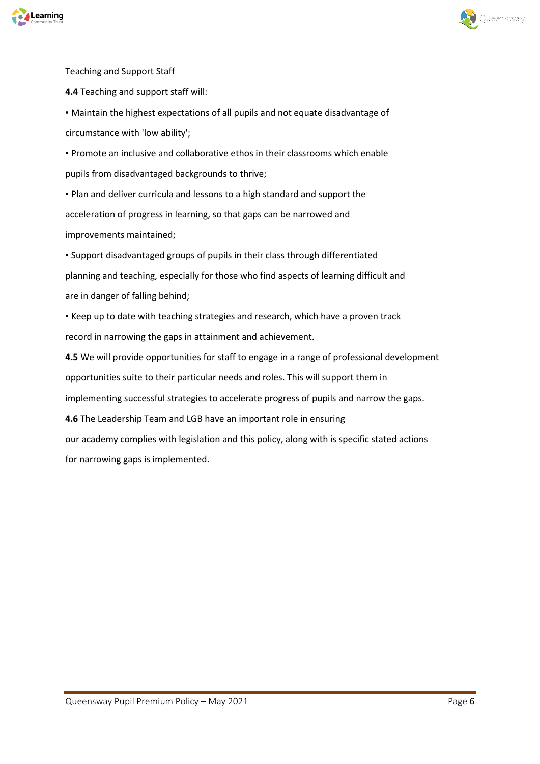Teaching and Support Staff

**4.4** Teaching and support staff will:

▪ Maintain the highest expectations of all pupils and not equate disadvantage of circumstance with 'low ability';

▪ Promote an inclusive and collaborative ethos in their classrooms which enable pupils from disadvantaged backgrounds to thrive;

▪ Plan and deliver curricula and lessons to a high standard and support the acceleration of progress in learning, so that gaps can be narrowed and improvements maintained;

▪ Support disadvantaged groups of pupils in their class through differentiated planning and teaching, especially for those who find aspects of learning difficult and are in danger of falling behind;

▪ Keep up to date with teaching strategies and research, which have a proven track record in narrowing the gaps in attainment and achievement.

**4.5** We will provide opportunities for staff to engage in a range of professional development opportunities suite to their particular needs and roles. This will support them in implementing successful strategies to accelerate progress of pupils and narrow the gaps.

**4.6** The Leadership Team and LGB have an important role in ensuring our academy complies with legislation and this policy, along with is specific stated actions for narrowing gaps is implemented.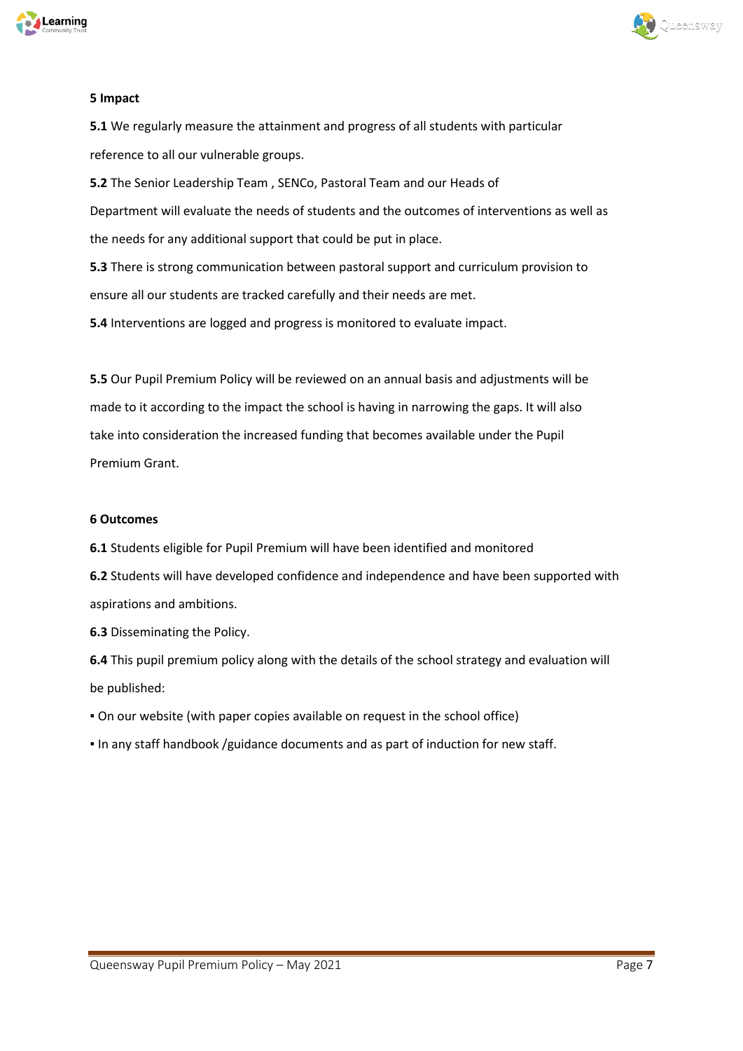## 5 Impact

**5.1** We regularly measure the attainment and progress of all students with particular reference to all our vulnerable groups.

**5.2** The Senior Leadership Team , SENCo, Pastoral Team and our Heads of Department will evaluate the needs of students and the outcomes of interventions as well as the needs for any additional support that could be put in place.

**5.3** There is strong communication between pastoral support and curriculum provision to ensure all our students are tracked carefully and their needs are met.

**5.4** Interventions are logged and progress is monitored to evaluate impact.

**5.5** Our Pupil Premium Policy will be reviewed on an annual basis and adjustments will be made to it according to the impact the school is having in narrowing the gaps. It will also take into consideration the increased funding that becomes available under the Pupil Premium Grant.

## 6 Outcomes

**6.1** Students eligible for Pupil Premium will have been identified and monitored

**6.2** Students will have developed confidence and independence and have been supported with aspirations and ambitions.

**6.3** Disseminating the Policy.

**6.4** This pupil premium policy along with the details of the school strategy and evaluation will be published:

- On our website (with paper copies available on request in the school office)
- In any staff handbook /guidance documents and as part of induction for new staff.